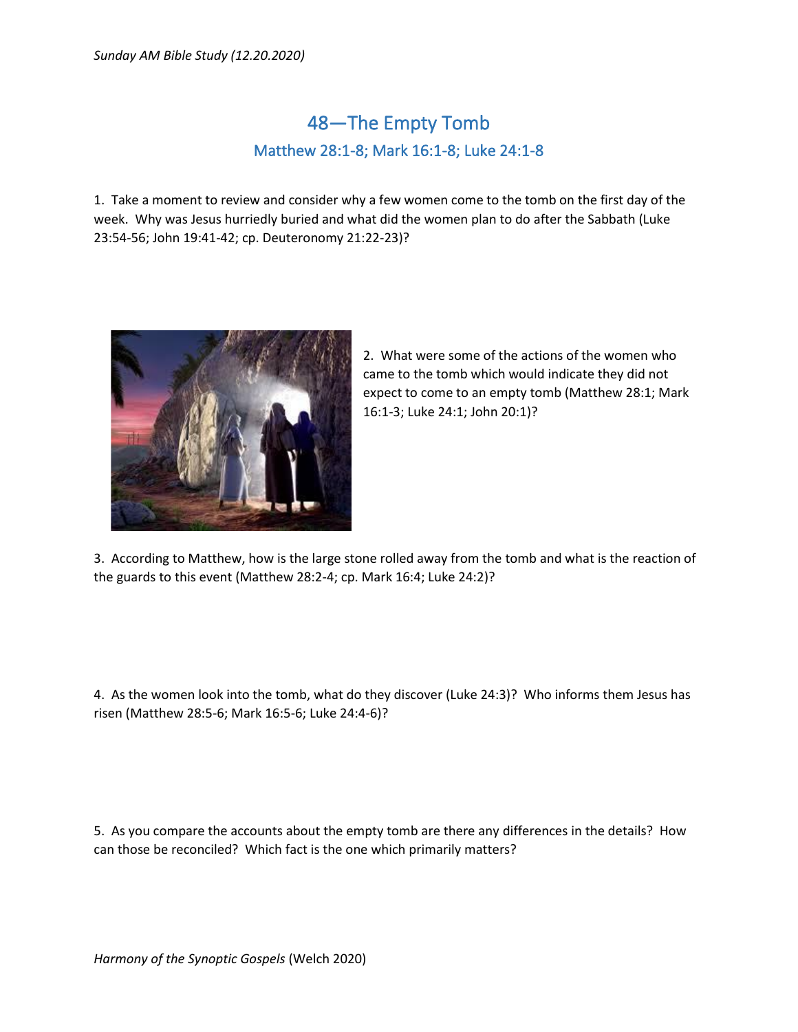*Sunday AM Bible Study (12.20.2020)*

# 48—The Empty Tomb

## Matthew 28:1-8; Mark 16:1-8; Luke 24:1-8

1. Take a moment to review and consider why a few women come to the tomb on the first day of the week. Why was Jesus hurriedly buried and what did the women plan to do after the Sabbath (Luke 23:54-56; John 19:41-42; cp. Deuteronomy 21:22-23)?

2. What were some of the actions of the women who came to the tomb which would indicate they did not expect to come to an empty tomb (Matthew 28:1; Mark 16:1-3; Luke 24:1; John 20:1)?

3. According to Matthew, how is the large stone rolled away from the tomb and what is the reaction of the guards to this event (Matthew 28:2-4; cp. Mark 16:4; Luke 24:2)?

4. As the women look into the tomb, what do they discover (Luke 24:3)? Who informs them Jesus has risen (Matthew 28:5-6; Mark 16:5-6; Luke 24:4-6)?

5. As you compare the accounts about the empty tomb are there any differences in the details? How can those be reconciled? Which fact is the one which primarily matters?

*Harmony of the Synoptic Gospels* (Welch 2020)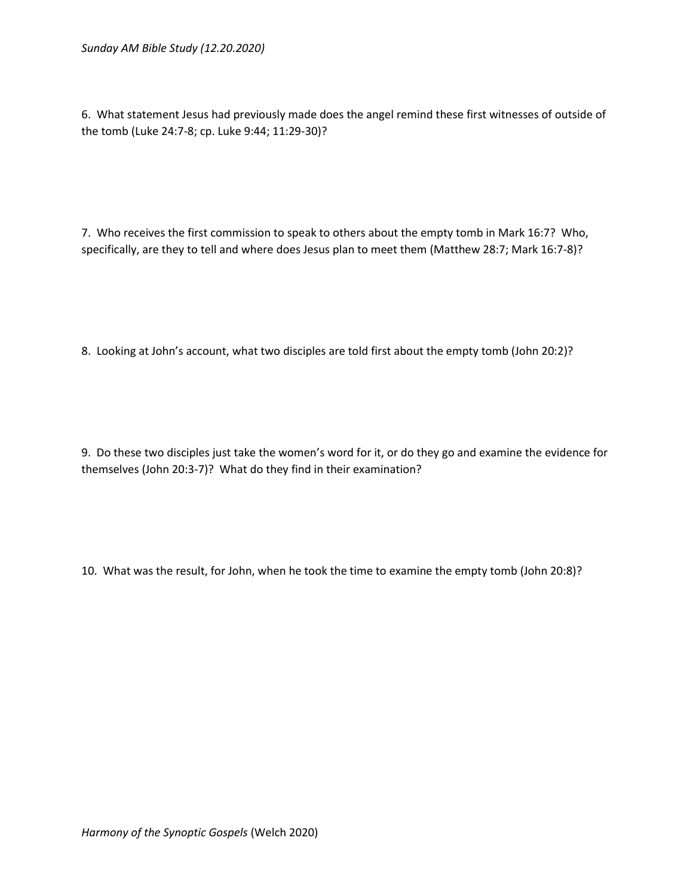6. What statement Jesus had previously made does the angel remind these first witnesses of outside of the tomb (Luke 24:7-8; cp. Luke 9:44; 11:29-30)?

7. Who receives the first commission to speak to others about the empty tomb in Mark 16:7? Who, specifically, are they to tell and where does Jesus plan to meet them (Matthew 28:7; Mark 16:7-8)?

8. Looking at John's account, what two disciples are told first about the empty tomb (John 20:2)?

9. Do these two disciples just take the women's word for it, or do they go and examine the evidence for themselves (John 20:3-7)? What do they find in their examination?

10. What was the result, for John, when he took the time to examine the empty tomb (John 20:8)?